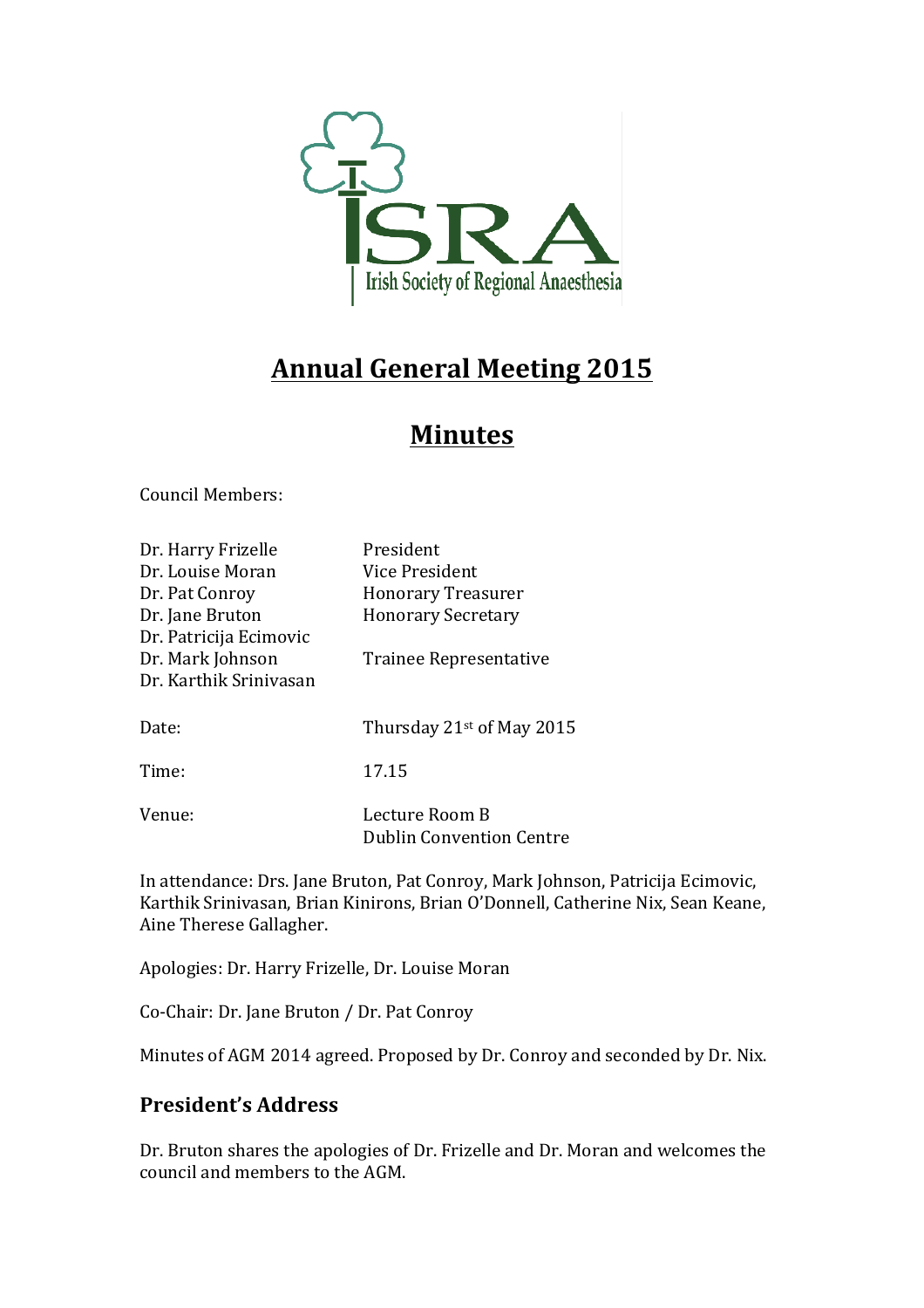ISRA
Irish Society of Regional Anaesthesia

# Annual General Meeting 2015

# Minutes

Council Members:

| | |
|---|---|
| Dr. Harry Frizelle | President |
| Dr. Louise Moran | Vice President |
| Dr. Pat Conroy | Honorary Treasurer |
| Dr. Jane Bruton | Honorary Secretary |
| Dr. Patricija Ecimovic | |
| Dr. Mark Johnson | Trainee Representative |
| Dr. Karthik Srinivasan | |

Date: Thursday 21st of May 2015

Time: 17.15

Venue: Lecture Room B
Dublin Convention Centre

In attendance: Drs. Jane Bruton, Pat Conroy, Mark Johnson, Patricija Ecimovic, Karthik Srinivasan, Brian Kinirons, Brian O'Donnell, Catherine Nix, Sean Keane, Aine Therese Gallagher.

Apologies: Dr. Harry Frizelle, Dr. Louise Moran

Co-Chair: Dr. Jane Bruton / Dr. Pat Conroy

Minutes of AGM 2014 agreed. Proposed by Dr. Conroy and seconded by Dr. Nix.

## President's Address

Dr. Bruton shares the apologies of Dr. Frizelle and Dr. Moran and welcomes the council and members to the AGM.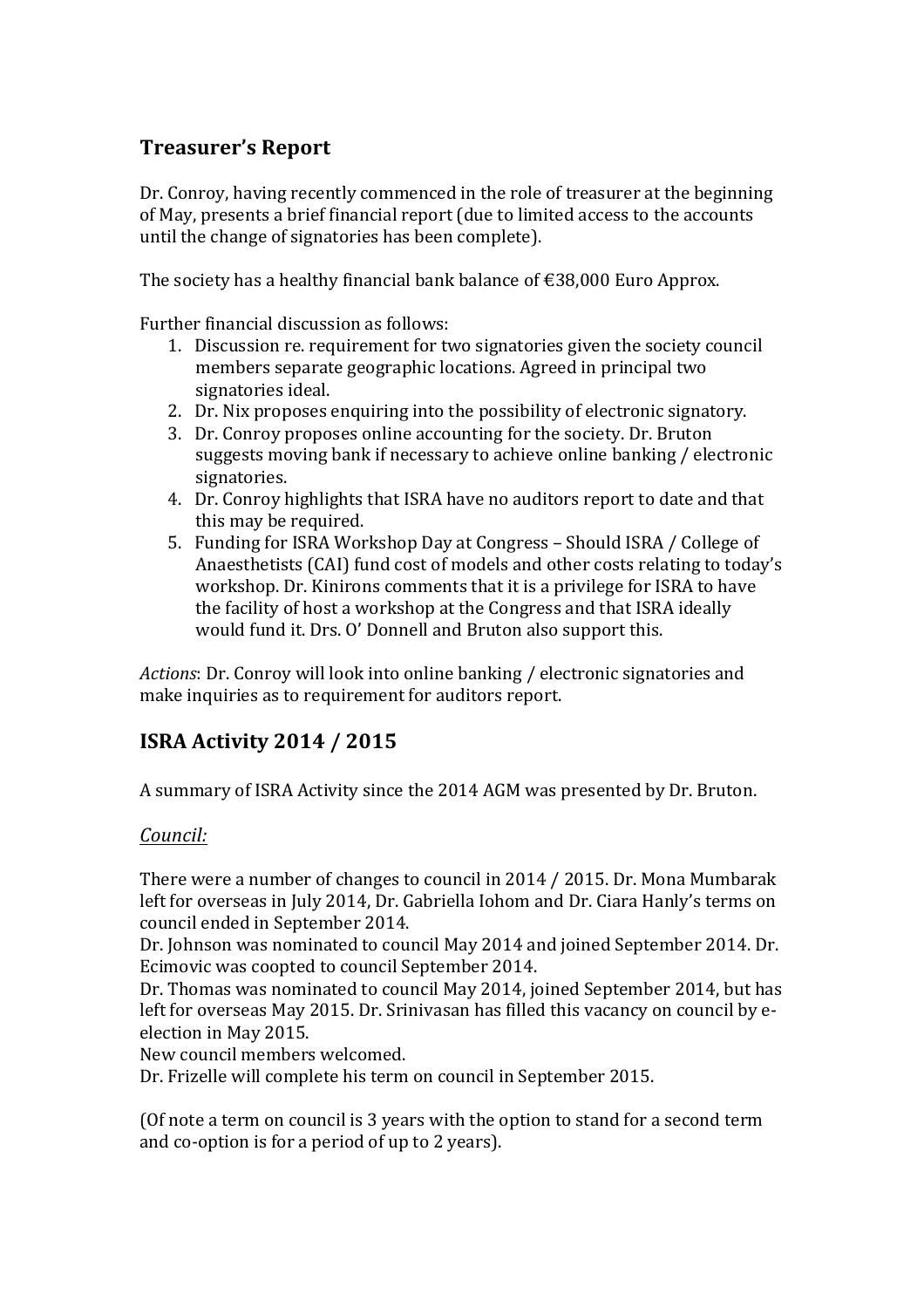## Treasurer's Report

Dr. Conroy, having recently commenced in the role of treasurer at the beginning of May, presents a brief financial report (due to limited access to the accounts until the change of signatories has been complete).

The society has a healthy financial bank balance of €38,000 Euro Approx.

Further financial discussion as follows:

1. Discussion re. requirement for two signatories given the society council members separate geographic locations. Agreed in principal two signatories ideal.
2. Dr. Nix proposes enquiring into the possibility of electronic signatory.
3. Dr. Conroy proposes online accounting for the society. Dr. Bruton suggests moving bank if necessary to achieve online banking / electronic signatories.
4. Dr. Conroy highlights that ISRA have no auditors report to date and that this may be required.
5. Funding for ISRA Workshop Day at Congress – Should ISRA / College of Anaesthetists (CAI) fund cost of models and other costs relating to today's workshop. Dr. Kinirons comments that it is a privilege for ISRA to have the facility of host a workshop at the Congress and that ISRA ideally would fund it. Drs. O' Donnell and Bruton also support this.

*Actions*: Dr. Conroy will look into online banking / electronic signatories and make inquiries as to requirement for auditors report.

## ISRA Activity 2014 / 2015

A summary of ISRA Activity since the 2014 AGM was presented by Dr. Bruton.

*Council:*

There were a number of changes to council in 2014 / 2015. Dr. Mona Mumbarak left for overseas in July 2014, Dr. Gabriella Iohom and Dr. Ciara Hanly's terms on council ended in September 2014.

Dr. Johnson was nominated to council May 2014 and joined September 2014. Dr. Ecimovic was coopted to council September 2014.

Dr. Thomas was nominated to council May 2014, joined September 2014, but has left for overseas May 2015. Dr. Srinivasan has filled this vacancy on council by e-election in May 2015.

New council members welcomed.

Dr. Frizelle will complete his term on council in September 2015.

(Of note a term on council is 3 years with the option to stand for a second term and co-option is for a period of up to 2 years).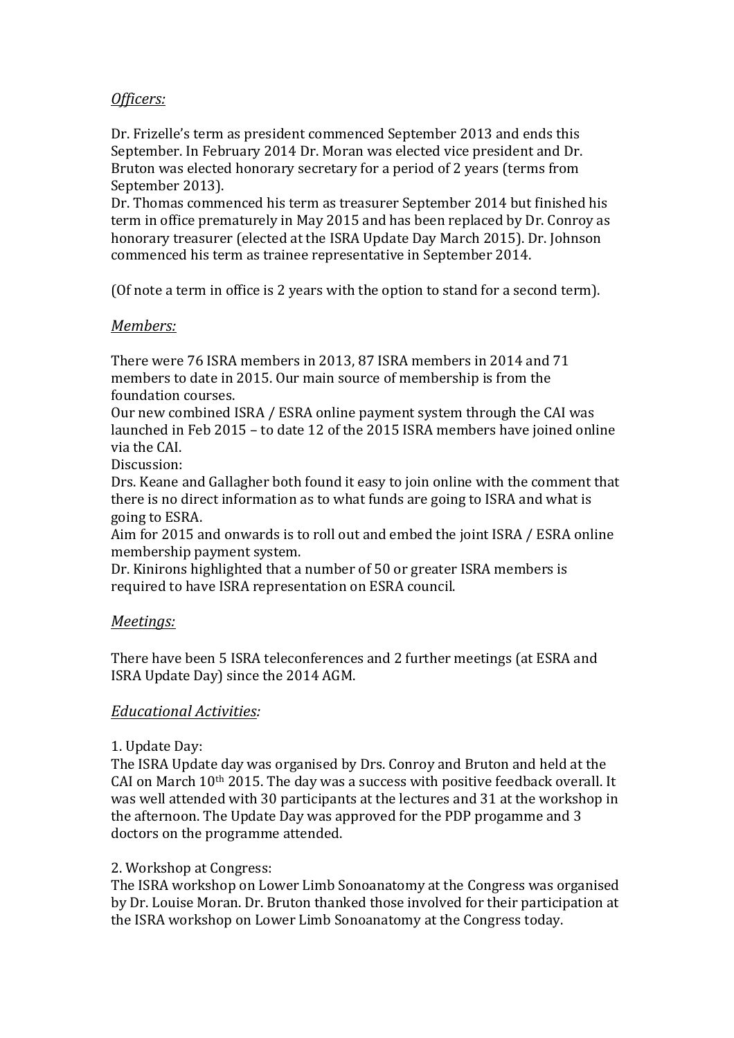*Officers:*

Dr. Frizelle's term as president commenced September 2013 and ends this September. In February 2014 Dr. Moran was elected vice president and Dr. Bruton was elected honorary secretary for a period of 2 years (terms from September 2013).
Dr. Thomas commenced his term as treasurer September 2014 but finished his term in office prematurely in May 2015 and has been replaced by Dr. Conroy as honorary treasurer (elected at the ISRA Update Day March 2015). Dr. Johnson commenced his term as trainee representative in September 2014.

(Of note a term in office is 2 years with the option to stand for a second term).

*Members:*

There were 76 ISRA members in 2013, 87 ISRA members in 2014 and 71 members to date in 2015. Our main source of membership is from the foundation courses.
Our new combined ISRA / ESRA online payment system through the CAI was launched in Feb 2015 – to date 12 of the 2015 ISRA members have joined online via the CAI.
Discussion:
Drs. Keane and Gallagher both found it easy to join online with the comment that there is no direct information as to what funds are going to ISRA and what is going to ESRA.
Aim for 2015 and onwards is to roll out and embed the joint ISRA / ESRA online membership payment system.
Dr. Kinirons highlighted that a number of 50 or greater ISRA members is required to have ISRA representation on ESRA council.

*Meetings:*

There have been 5 ISRA teleconferences and 2 further meetings (at ESRA and ISRA Update Day) since the 2014 AGM.

*Educational Activities:*

1. Update Day:
The ISRA Update day was organised by Drs. Conroy and Bruton and held at the CAI on March 10th 2015. The day was a success with positive feedback overall. It was well attended with 30 participants at the lectures and 31 at the workshop in the afternoon. The Update Day was approved for the PDP progamme and 3 doctors on the programme attended.

2. Workshop at Congress:
The ISRA workshop on Lower Limb Sonoanatomy at the Congress was organised by Dr. Louise Moran. Dr. Bruton thanked those involved for their participation at the ISRA workshop on Lower Limb Sonoanatomy at the Congress today.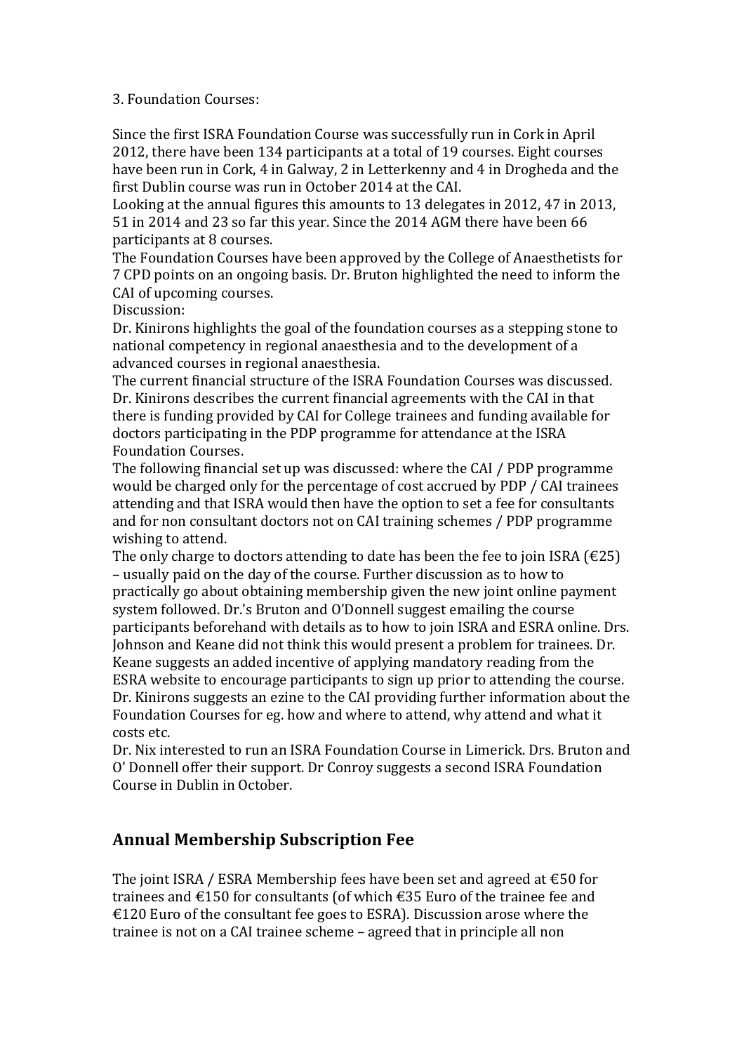3. Foundation Courses:

Since the first ISRA Foundation Course was successfully run in Cork in April 2012, there have been 134 participants at a total of 19 courses. Eight courses have been run in Cork, 4 in Galway, 2 in Letterkenny and 4 in Drogheda and the first Dublin course was run in October 2014 at the CAI.

Looking at the annual figures this amounts to 13 delegates in 2012, 47 in 2013, 51 in 2014 and 23 so far this year. Since the 2014 AGM there have been 66 participants at 8 courses.

The Foundation Courses have been approved by the College of Anaesthetists for 7 CPD points on an ongoing basis. Dr. Bruton highlighted the need to inform the CAI of upcoming courses.

Discussion:

Dr. Kinirons highlights the goal of the foundation courses as a stepping stone to national competency in regional anaesthesia and to the development of a advanced courses in regional anaesthesia.

The current financial structure of the ISRA Foundation Courses was discussed. Dr. Kinirons describes the current financial agreements with the CAI in that there is funding provided by CAI for College trainees and funding available for doctors participating in the PDP programme for attendance at the ISRA Foundation Courses.

The following financial set up was discussed: where the CAI / PDP programme would be charged only for the percentage of cost accrued by PDP / CAI trainees attending and that ISRA would then have the option to set a fee for consultants and for non consultant doctors not on CAI training schemes / PDP programme wishing to attend.

The only charge to doctors attending to date has been the fee to join ISRA (€25) – usually paid on the day of the course. Further discussion as to how to practically go about obtaining membership given the new joint online payment system followed. Dr.'s Bruton and O'Donnell suggest emailing the course participants beforehand with details as to how to join ISRA and ESRA online. Drs. Johnson and Keane did not think this would present a problem for trainees. Dr. Keane suggests an added incentive of applying mandatory reading from the ESRA website to encourage participants to sign up prior to attending the course. Dr. Kinirons suggests an ezine to the CAI providing further information about the Foundation Courses for eg. how and where to attend, why attend and what it costs etc.

Dr. Nix interested to run an ISRA Foundation Course in Limerick. Drs. Bruton and O' Donnell offer their support. Dr Conroy suggests a second ISRA Foundation Course in Dublin in October.

## Annual Membership Subscription Fee

The joint ISRA / ESRA Membership fees have been set and agreed at €50 for trainees and €150 for consultants (of which €35 Euro of the trainee fee and €120 Euro of the consultant fee goes to ESRA). Discussion arose where the trainee is not on a CAI trainee scheme – agreed that in principle all non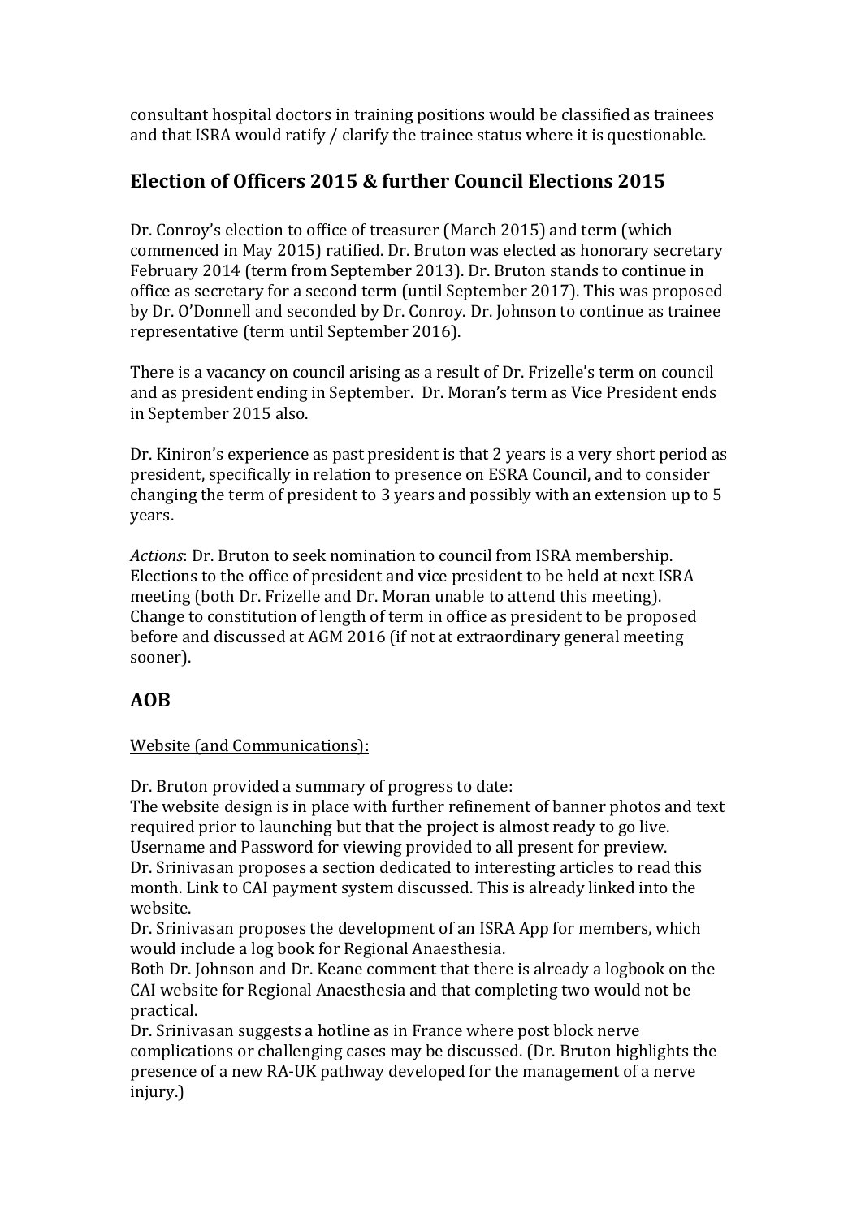consultant hospital doctors in training positions would be classified as trainees and that ISRA would ratify / clarify the trainee status where it is questionable.

## Election of Officers 2015 & further Council Elections 2015

Dr. Conroy's election to office of treasurer (March 2015) and term (which commenced in May 2015) ratified. Dr. Bruton was elected as honorary secretary February 2014 (term from September 2013). Dr. Bruton stands to continue in office as secretary for a second term (until September 2017). This was proposed by Dr. O'Donnell and seconded by Dr. Conroy. Dr. Johnson to continue as trainee representative (term until September 2016).

There is a vacancy on council arising as a result of Dr. Frizelle's term on council and as president ending in September. Dr. Moran's term as Vice President ends in September 2015 also.

Dr. Kiniron's experience as past president is that 2 years is a very short period as president, specifically in relation to presence on ESRA Council, and to consider changing the term of president to 3 years and possibly with an extension up to 5 years.

*Actions*: Dr. Bruton to seek nomination to council from ISRA membership. Elections to the office of president and vice president to be held at next ISRA meeting (both Dr. Frizelle and Dr. Moran unable to attend this meeting). Change to constitution of length of term in office as president to be proposed before and discussed at AGM 2016 (if not at extraordinary general meeting sooner).

## AOB

<u>Website (and Communications):</u>

Dr. Bruton provided a summary of progress to date:
The website design is in place with further refinement of banner photos and text required prior to launching but that the project is almost ready to go live.
Username and Password for viewing provided to all present for preview.
Dr. Srinivasan proposes a section dedicated to interesting articles to read this month. Link to CAI payment system discussed. This is already linked into the website.
Dr. Srinivasan proposes the development of an ISRA App for members, which would include a log book for Regional Anaesthesia.
Both Dr. Johnson and Dr. Keane comment that there is already a logbook on the CAI website for Regional Anaesthesia and that completing two would not be practical.
Dr. Srinivasan suggests a hotline as in France where post block nerve complications or challenging cases may be discussed. (Dr. Bruton highlights the presence of a new RA-UK pathway developed for the management of a nerve injury.)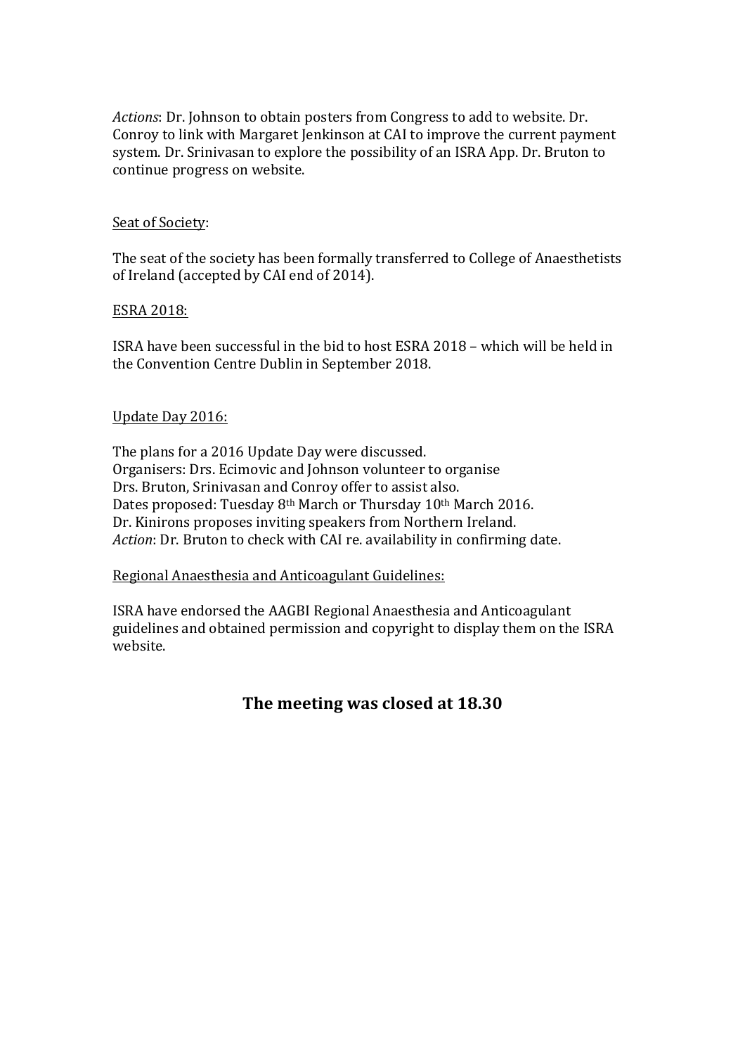*Actions*: Dr. Johnson to obtain posters from Congress to add to website. Dr. Conroy to link with Margaret Jenkinson at CAI to improve the current payment system. Dr. Srinivasan to explore the possibility of an ISRA App. Dr. Bruton to continue progress on website.

Seat of Society:

The seat of the society has been formally transferred to College of Anaesthetists of Ireland (accepted by CAI end of 2014).

ESRA 2018:

ISRA have been successful in the bid to host ESRA 2018 – which will be held in the Convention Centre Dublin in September 2018.

Update Day 2016:

The plans for a 2016 Update Day were discussed.
Organisers: Drs. Ecimovic and Johnson volunteer to organise
Drs. Bruton, Srinivasan and Conroy offer to assist also.
Dates proposed: Tuesday 8th March or Thursday 10th March 2016.
Dr. Kinirons proposes inviting speakers from Northern Ireland.
*Action*: Dr. Bruton to check with CAI re. availability in confirming date.

Regional Anaesthesia and Anticoagulant Guidelines:

ISRA have endorsed the AAGBI Regional Anaesthesia and Anticoagulant guidelines and obtained permission and copyright to display them on the ISRA website.

**The meeting was closed at 18.30**